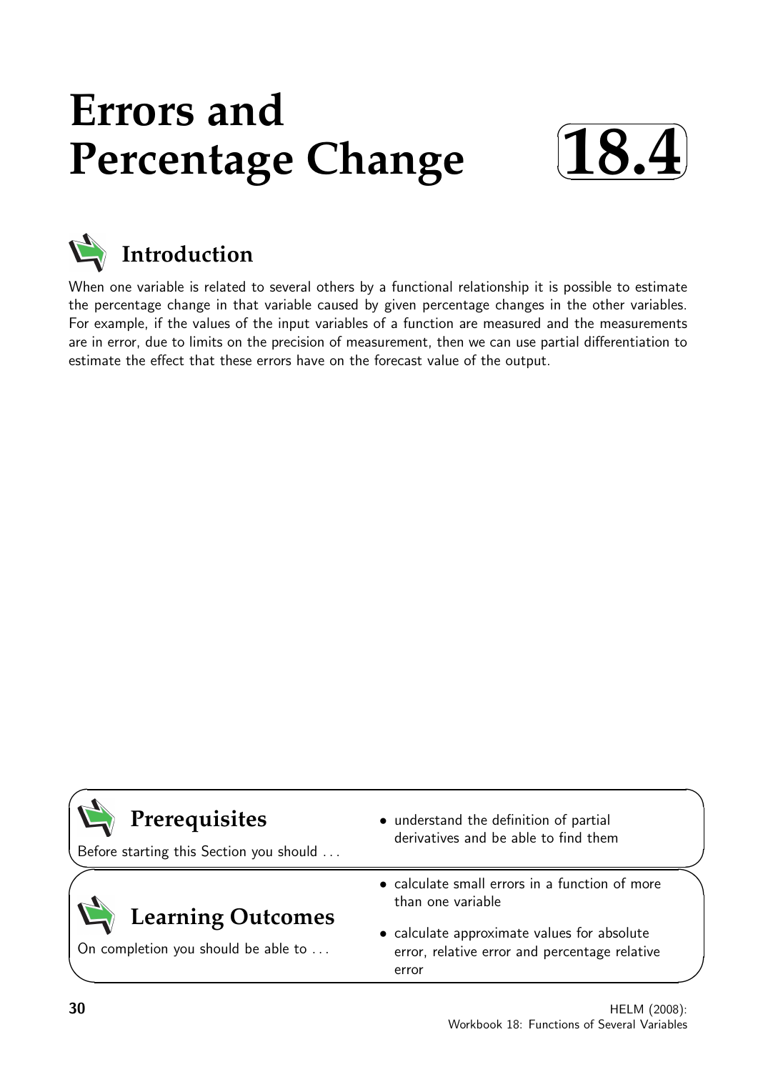# Errors and Percentage Change

**18.4**

## Introduction

When one variable is related to several others by a functional relationship it is possible to estimate the percentage change in that variable caused by given percentage changes in the other variables. For example, if the values of the input variables of a function are measured and the measurements are in error, due to limits on the precision of measurement, then we can use partial differentiation to estimate the effect that these errors have on the forecast value of the output.

## Prerequisites

Before starting this Section you should ...

- understand the definition of partial derivatives and be able to find them

## Learning Outcomes

On completion you should be able to ...

- calculate small errors in a function of more than one variable
- calculate approximate values for absolute error, relative error and percentage relative error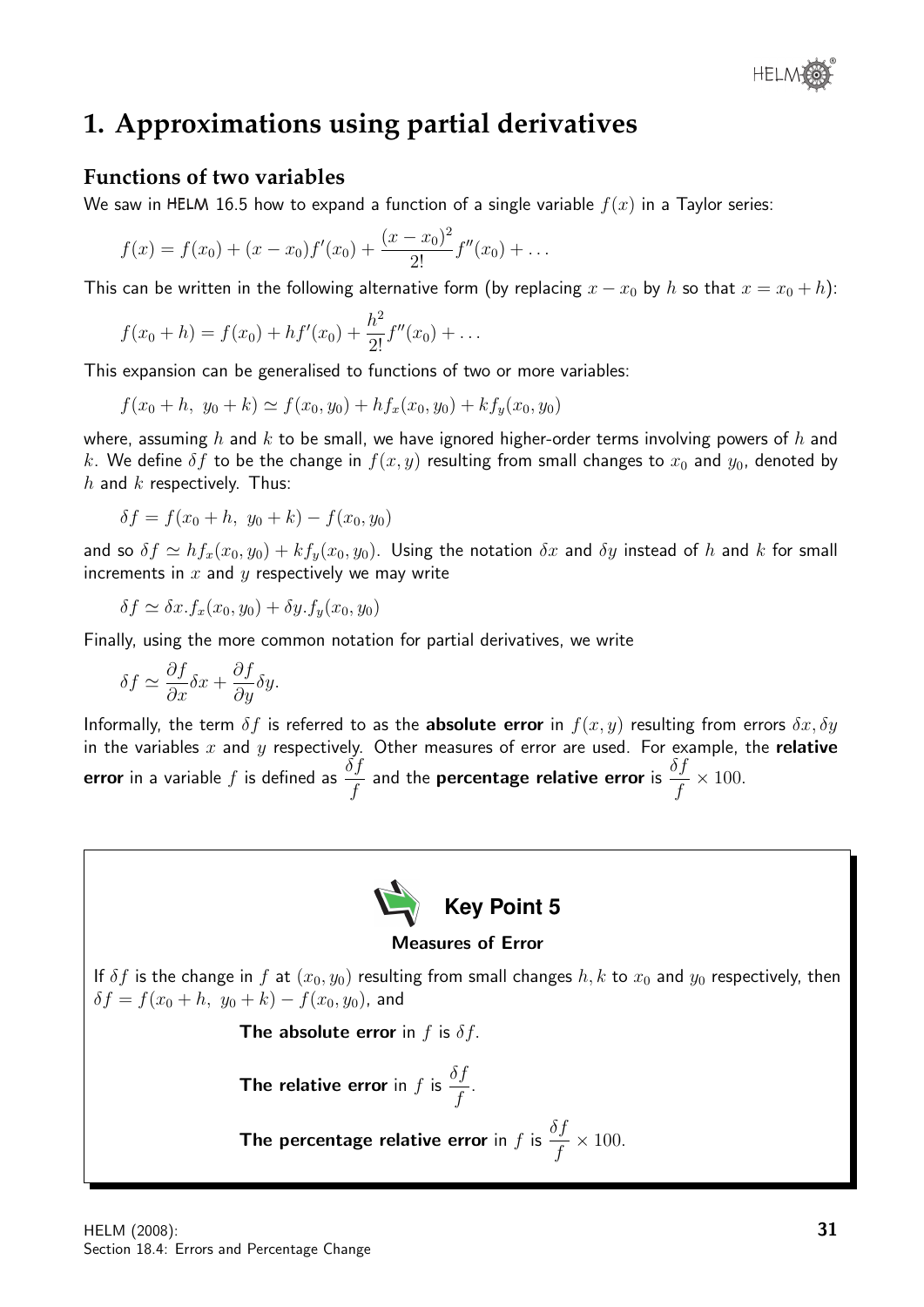# 1. Approximations using partial derivatives

## Functions of two variables

We saw in HELM 16.5 how to expand a function of a single variable $f(x)$ in a Taylor series:

$$f(x) = f(x_0) + (x - x_0)f'(x_0) + \frac{(x - x_0)^2}{2!}f''(x_0) + \ldots$$

This can be written in the following alternative form (by replacing $x - x_0$ by $h$ so that $x = x_0 + h$):

$$f(x_0 + h) = f(x_0) + hf'(x_0) + \frac{h^2}{2!}f''(x_0) + \ldots$$

This expansion can be generalised to functions of two or more variables:

$$f(x_0 + h,\ y_0 + k) \simeq f(x_0, y_0) + hf_x(x_0, y_0) + kf_y(x_0, y_0)$$

where, assuming $h$ and $k$ to be small, we have ignored higher-order terms involving powers of $h$ and $k$. We define $\delta f$ to be the change in $f(x, y)$ resulting from small changes to $x_0$ and $y_0$, denoted by $h$ and $k$ respectively. Thus:

$$\delta f = f(x_0 + h,\ y_0 + k) - f(x_0, y_0)$$

and so $\delta f \simeq hf_x(x_0, y_0) + kf_y(x_0, y_0)$. Using the notation $\delta x$ and $\delta y$ instead of $h$ and $k$ for small increments in $x$ and $y$ respectively we may write

$$\delta f \simeq \delta x.f_x(x_0, y_0) + \delta y.f_y(x_0, y_0)$$

Finally, using the more common notation for partial derivatives, we write

$$\delta f \simeq \frac{\partial f}{\partial x}\delta x + \frac{\partial f}{\partial y}\delta y.$$

Informally, the term $\delta f$ is referred to as the **absolute error** in $f(x, y)$ resulting from errors $\delta x, \delta y$ in the variables $x$ and $y$ respectively. Other measures of error are used. For example, the **relative error** in a variable $f$ is defined as $\dfrac{\delta f}{f}$ and the **percentage relative error** is $\dfrac{\delta f}{f} \times 100$.

---

**Key Point 5**

**Measures of Error**

If $\delta f$ is the change in $f$ at $(x_0, y_0)$ resulting from small changes $h, k$ to $x_0$ and $y_0$ respectively, then $\delta f = f(x_0 + h,\ y_0 + k) - f(x_0, y_0)$, and

**The absolute error** in $f$ is $\delta f$.

**The relative error** in $f$ is $\dfrac{\delta f}{f}$.

**The percentage relative error** in $f$ is $\dfrac{\delta f}{f} \times 100$.

---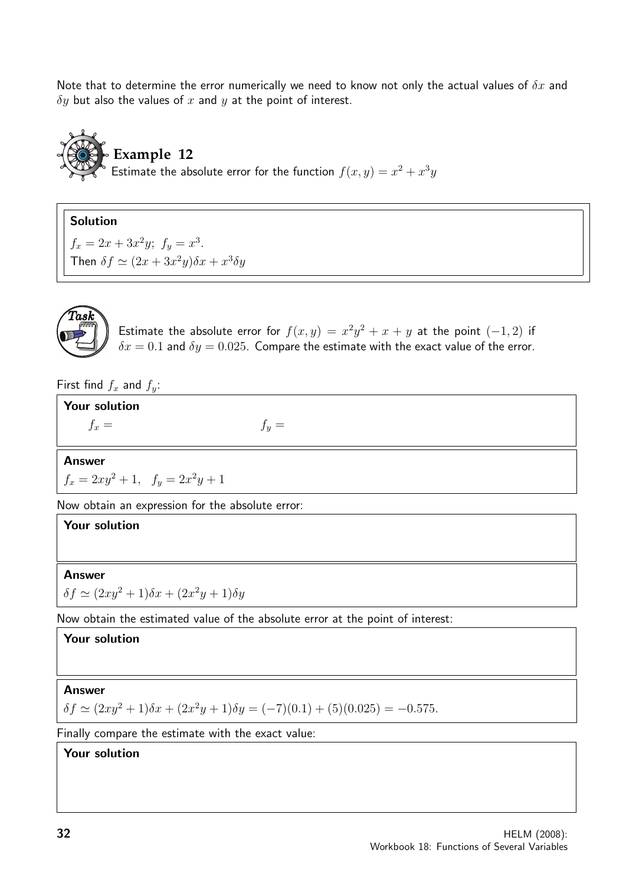Note that to determine the error numerically we need to know not only the actual values of $\delta x$ and $\delta y$ but also the values of $x$ and $y$ at the point of interest.

## Example 12

Estimate the absolute error for the function $f(x, y) = x^2 + x^3 y$

**Solution**

$f_x = 2x + 3x^2 y$; $f_y = x^3$.

Then $\delta f \simeq (2x + 3x^2 y)\delta x + x^3 \delta y$

**Task**

Estimate the absolute error for $f(x, y) = x^2 y^2 + x + y$ at the point $(-1, 2)$ if $\delta x = 0.1$ and $\delta y = 0.025$. Compare the estimate with the exact value of the error.

First find $f_x$ and $f_y$:

**Your solution**

$f_x =$ $\qquad\qquad$ $f_y =$

**Answer**

$f_x = 2xy^2 + 1, \quad f_y = 2x^2 y + 1$

Now obtain an expression for the absolute error:

**Your solution**

**Answer**

$\delta f \simeq (2xy^2 + 1)\delta x + (2x^2 y + 1)\delta y$

Now obtain the estimated value of the absolute error at the point of interest:

**Your solution**

**Answer**

$\delta f \simeq (2xy^2 + 1)\delta x + (2x^2 y + 1)\delta y = (-7)(0.1) + (5)(0.025) = -0.575.$

Finally compare the estimate with the exact value:

**Your solution**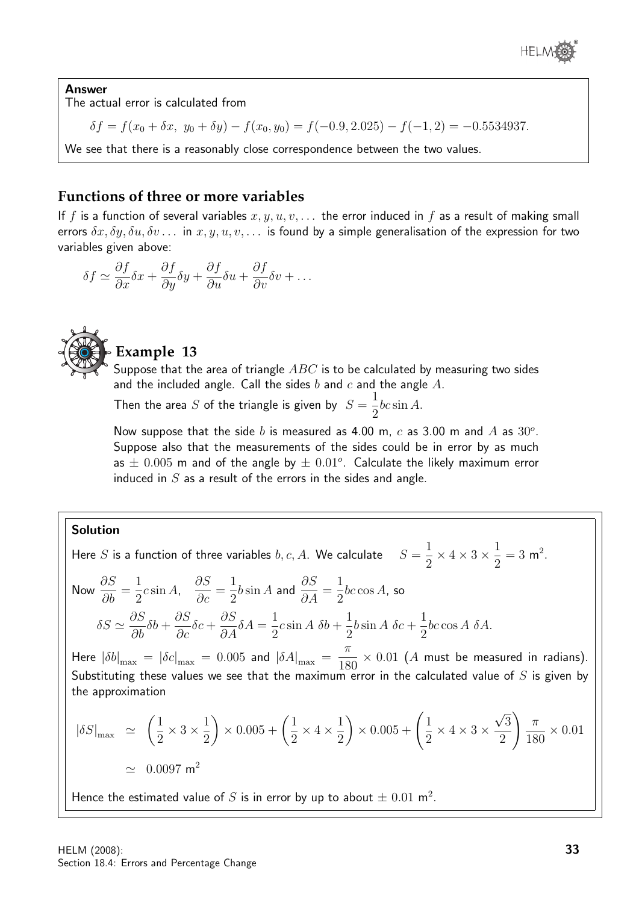**Answer**

The actual error is calculated from

$$\delta f = f(x_0 + \delta x,\ y_0 + \delta y) - f(x_0, y_0) = f(-0.9, 2.025) - f(-1, 2) = -0.5534937.$$

We see that there is a reasonably close correspondence between the two values.

## Functions of three or more variables

If $f$ is a function of several variables $x, y, u, v, \ldots$ the error induced in $f$ as a result of making small errors $\delta x, \delta y, \delta u, \delta v \ldots$ in $x, y, u, v, \ldots$ is found by a simple generalisation of the expression for two variables given above:

$$\delta f \simeq \frac{\partial f}{\partial x}\delta x + \frac{\partial f}{\partial y}\delta y + \frac{\partial f}{\partial u}\delta u + \frac{\partial f}{\partial v}\delta v + \ldots$$

### Example 13

Suppose that the area of triangle $ABC$ is to be calculated by measuring two sides and the included angle. Call the sides $b$ and $c$ and the angle $A$.

Then the area $S$ of the triangle is given by $S = \frac{1}{2}bc\sin A.$

Now suppose that the side $b$ is measured as 4.00 m, $c$ as 3.00 m and $A$ as $30^o$. Suppose also that the measurements of the sides could be in error by as much as $\pm\ 0.005$ m and of the angle by $\pm\ 0.01^o$. Calculate the likely maximum error induced in $S$ as a result of the errors in the sides and angle.

**Solution**

Here $S$ is a function of three variables $b, c, A$. We calculate $\quad S = \frac{1}{2} \times 4 \times 3 \times \frac{1}{2} = 3$ m$^2$.

Now $\frac{\partial S}{\partial b} = \frac{1}{2}c\sin A$, $\quad \frac{\partial S}{\partial c} = \frac{1}{2}b\sin A$ and $\frac{\partial S}{\partial A} = \frac{1}{2}bc\cos A$, so

$$\delta S \simeq \frac{\partial S}{\partial b}\delta b + \frac{\partial S}{\partial c}\delta c + \frac{\partial S}{\partial A}\delta A = \frac{1}{2}c\sin A\ \delta b + \frac{1}{2}b\sin A\ \delta c + \frac{1}{2}bc\cos A\ \delta A.$$

Here $|\delta b|_{\max} = |\delta c|_{\max} = 0.005$ and $|\delta A|_{\max} = \frac{\pi}{180} \times 0.01$ ($A$ must be measured in radians). Substituting these values we see that the maximum error in the calculated value of $S$ is given by the approximation

$$|\delta S|_{\max} \simeq \left(\frac{1}{2} \times 3 \times \frac{1}{2}\right) \times 0.005 + \left(\frac{1}{2} \times 4 \times \frac{1}{2}\right) \times 0.005 + \left(\frac{1}{2} \times 4 \times 3 \times \frac{\sqrt{3}}{2}\right)\frac{\pi}{180} \times 0.01$$

$$\simeq 0.0097 \text{ m}^2$$

Hence the estimated value of $S$ is in error by up to about $\pm\ 0.01$ m$^2$.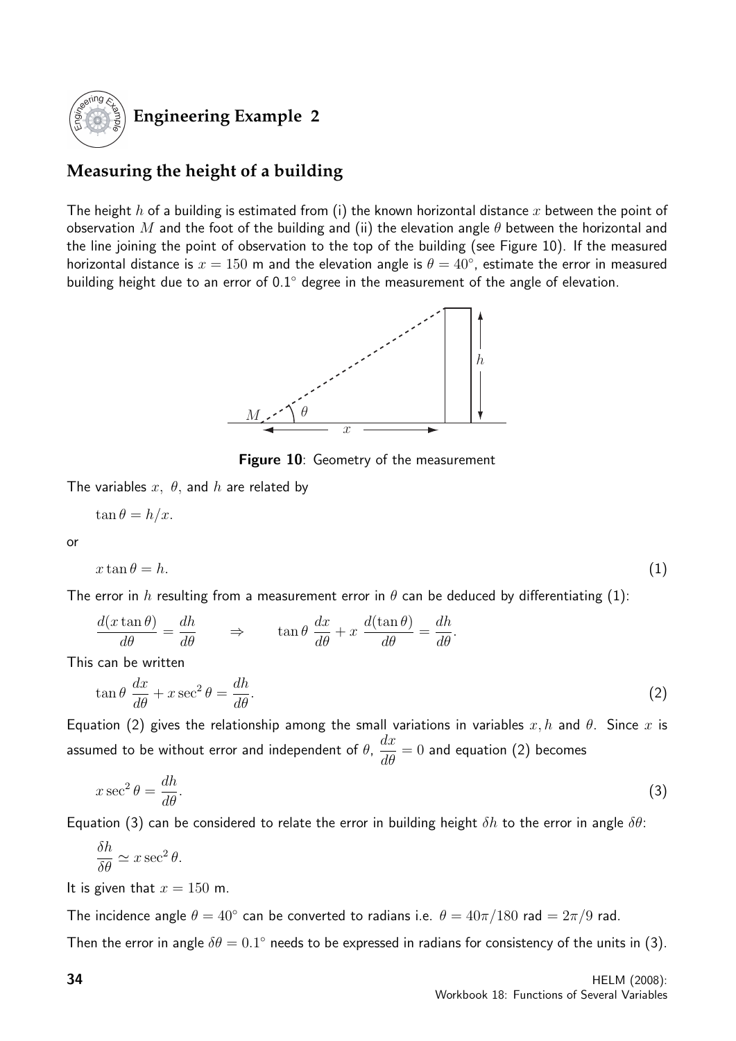## Engineering Example 2

### Measuring the height of a building

The height $h$ of a building is estimated from (i) the known horizontal distance $x$ between the point of observation $M$ and the foot of the building and (ii) the elevation angle $\theta$ between the horizontal and the line joining the point of observation to the top of the building (see Figure 10). If the measured horizontal distance is $x = 150$ m and the elevation angle is $\theta = 40^\circ$, estimate the error in measured building height due to an error of $0.1^\circ$ degree in the measurement of the angle of elevation.

**Figure 10**: Geometry of the measurement

The variables $x$, $\theta$, and $h$ are related by

$$\tan\theta = h/x.$$

or

$$x\tan\theta = h. \tag{1}$$

The error in $h$ resulting from a measurement error in $\theta$ can be deduced by differentiating (1):

$$\frac{d(x\tan\theta)}{d\theta} = \frac{dh}{d\theta} \qquad \Rightarrow \qquad \tan\theta\,\frac{dx}{d\theta} + x\,\frac{d(\tan\theta)}{d\theta} = \frac{dh}{d\theta}.$$

This can be written

$$\tan\theta\,\frac{dx}{d\theta} + x\sec^2\theta = \frac{dh}{d\theta}. \tag{2}$$

Equation (2) gives the relationship among the small variations in variables $x, h$ and $\theta$. Since $x$ is assumed to be without error and independent of $\theta$, $\dfrac{dx}{d\theta} = 0$ and equation (2) becomes

$$x\sec^2\theta = \frac{dh}{d\theta}. \tag{3}$$

Equation (3) can be considered to relate the error in building height $\delta h$ to the error in angle $\delta\theta$:

$$\frac{\delta h}{\delta\theta} \simeq x\sec^2\theta.$$

It is given that $x = 150$ m.

The incidence angle $\theta = 40^\circ$ can be converted to radians i.e. $\theta = 40\pi/180$ rad $= 2\pi/9$ rad.

Then the error in angle $\delta\theta = 0.1^\circ$ needs to be expressed in radians for consistency of the units in (3).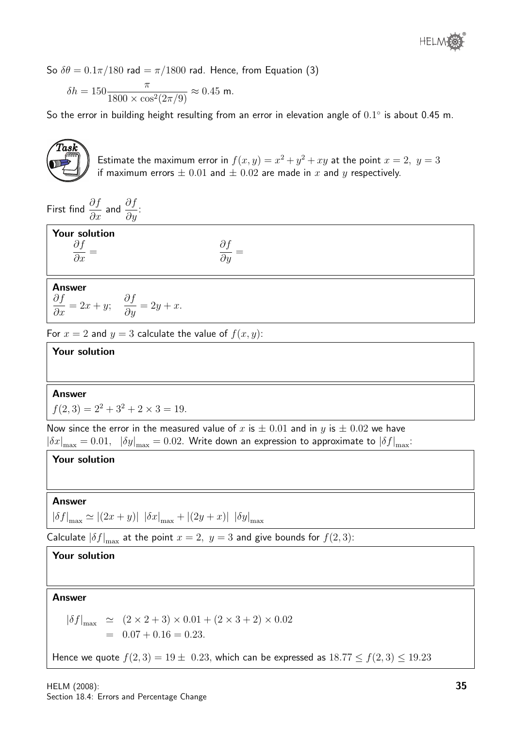So $\delta\theta = 0.1\pi/180$ rad $= \pi/1800$ rad. Hence, from Equation (3)

$$\delta h = 150 \frac{\pi}{1800 \times \cos^2(2\pi/9)} \approx 0.45 \text{ m}.$$

So the error in building height resulting from an error in elevation angle of $0.1^\circ$ is about 0.45 m.

**Task**

Estimate the maximum error in $f(x, y) = x^2 + y^2 + xy$ at the point $x = 2,\ y = 3$ if maximum errors $\pm\ 0.01$ and $\pm\ 0.02$ are made in $x$ and $y$ respectively.

First find $\dfrac{\partial f}{\partial x}$ and $\dfrac{\partial f}{\partial y}$:

**Your solution**

$\dfrac{\partial f}{\partial x} =$ $\qquad\qquad$ $\dfrac{\partial f}{\partial y} =$

**Answer**

$\dfrac{\partial f}{\partial x} = 2x + y; \quad \dfrac{\partial f}{\partial y} = 2y + x.$

For $x = 2$ and $y = 3$ calculate the value of $f(x, y)$:

**Your solution**

**Answer**

$f(2, 3) = 2^2 + 3^2 + 2 \times 3 = 19.$

Now since the error in the measured value of $x$ is $\pm\ 0.01$ and in $y$ is $\pm\ 0.02$ we have $|\delta x|_{\max} = 0.01, \quad |\delta y|_{\max} = 0.02$. Write down an expression to approximate to $|\delta f|_{\max}$:

**Your solution**

**Answer**

$|\delta f|_{\max} \simeq |(2x + y)|\ |\delta x|_{\max} + |(2y + x)|\ |\delta y|_{\max}$

Calculate $|\delta f|_{\max}$ at the point $x = 2,\ y = 3$ and give bounds for $f(2, 3)$:

**Your solution**

**Answer**

$$\begin{aligned} |\delta f|_{\max} &\simeq (2 \times 2 + 3) \times 0.01 + (2 \times 3 + 2) \times 0.02 \\ &= 0.07 + 0.16 = 0.23. \end{aligned}$$

Hence we quote $f(2, 3) = 19 \pm\ 0.23$, which can be expressed as $18.77 \leq f(2, 3) \leq 19.23$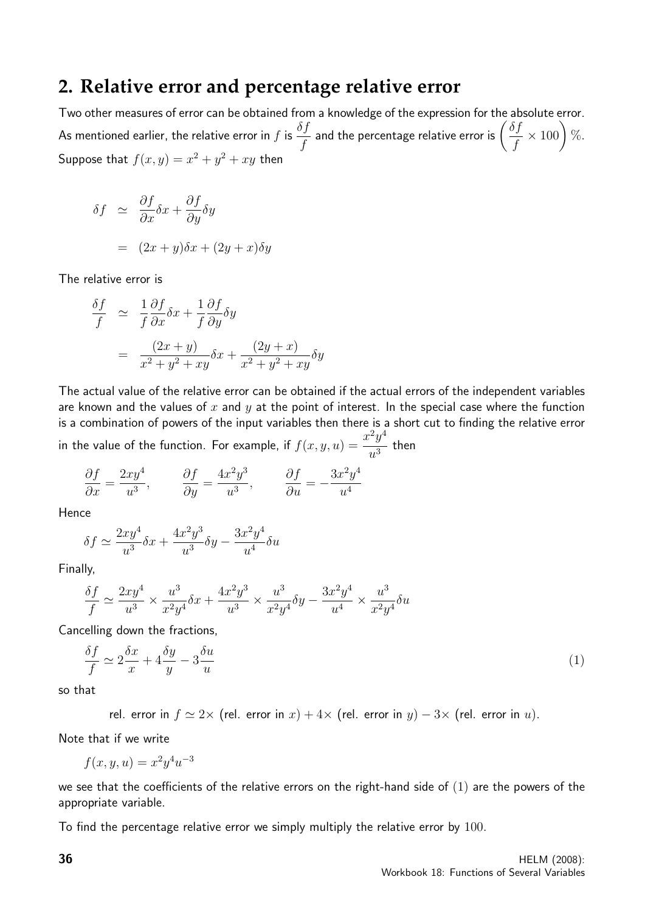## 2. Relative error and percentage relative error

Two other measures of error can be obtained from a knowledge of the expression for the absolute error. As mentioned earlier, the relative error in $f$ is $\dfrac{\delta f}{f}$ and the percentage relative error is $\left(\dfrac{\delta f}{f} \times 100\right)\%$. Suppose that $f(x,y) = x^2 + y^2 + xy$ then

$$\begin{aligned}
\delta f &\simeq \frac{\partial f}{\partial x}\delta x + \frac{\partial f}{\partial y}\delta y \\
&= (2x+y)\delta x + (2y+x)\delta y
\end{aligned}$$

The relative error is

$$\begin{aligned}
\frac{\delta f}{f} &\simeq \frac{1}{f}\frac{\partial f}{\partial x}\delta x + \frac{1}{f}\frac{\partial f}{\partial y}\delta y \\
&= \frac{(2x+y)}{x^2+y^2+xy}\delta x + \frac{(2y+x)}{x^2+y^2+xy}\delta y
\end{aligned}$$

The actual value of the relative error can be obtained if the actual errors of the independent variables are known and the values of $x$ and $y$ at the point of interest. In the special case where the function is a combination of powers of the input variables then there is a short cut to finding the relative error in the value of the function. For example, if $f(x,y,u) = \dfrac{x^2y^4}{u^3}$ then

$$\frac{\partial f}{\partial x} = \frac{2xy^4}{u^3}, \qquad \frac{\partial f}{\partial y} = \frac{4x^2y^3}{u^3}, \qquad \frac{\partial f}{\partial u} = -\frac{3x^2y^4}{u^4}$$

Hence

$$\delta f \simeq \frac{2xy^4}{u^3}\delta x + \frac{4x^2y^3}{u^3}\delta y - \frac{3x^2y^4}{u^4}\delta u$$

Finally,

$$\frac{\delta f}{f} \simeq \frac{2xy^4}{u^3} \times \frac{u^3}{x^2y^4}\delta x + \frac{4x^2y^3}{u^3} \times \frac{u^3}{x^2y^4}\delta y - \frac{3x^2y^4}{u^4} \times \frac{u^3}{x^2y^4}\delta u$$

Cancelling down the fractions,

$$\frac{\delta f}{f} \simeq 2\frac{\delta x}{x} + 4\frac{\delta y}{y} - 3\frac{\delta u}{u} \qquad (1)$$

so that

rel. error in $f \simeq 2\times$ (rel. error in $x$) $+ 4\times$ (rel. error in $y$) $- 3\times$ (rel. error in $u$).

Note that if we write

$$f(x,y,u) = x^2y^4u^{-3}$$

we see that the coefficients of the relative errors on the right-hand side of $(1)$ are the powers of the appropriate variable.

To find the percentage relative error we simply multiply the relative error by $100$.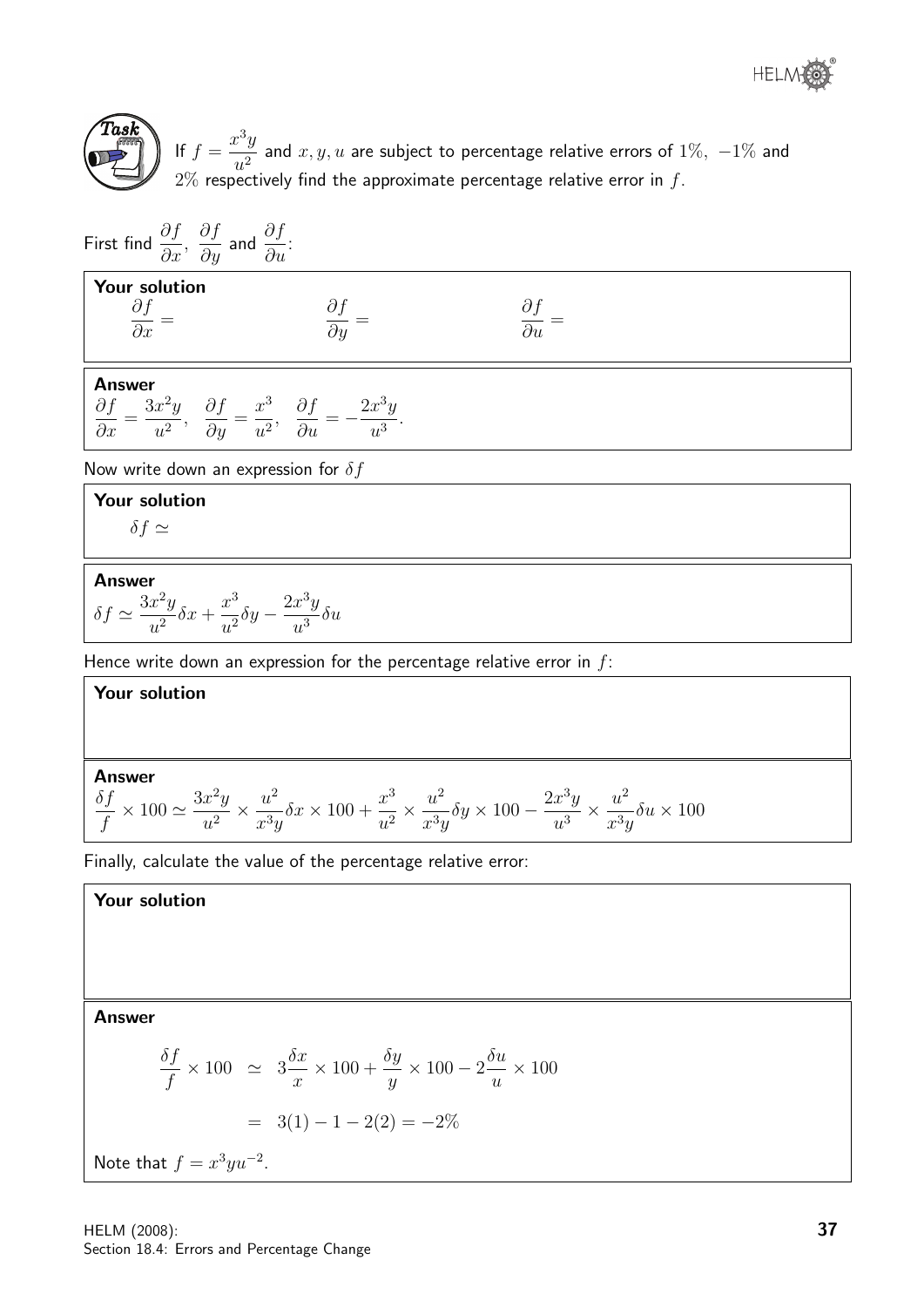**Task**

If $f = \dfrac{x^3 y}{u^2}$ and $x, y, u$ are subject to percentage relative errors of $1\%$, $-1\%$ and $2\%$ respectively find the approximate percentage relative error in $f$.

First find $\dfrac{\partial f}{\partial x}$, $\dfrac{\partial f}{\partial y}$ and $\dfrac{\partial f}{\partial u}$:

**Your solution**

$\dfrac{\partial f}{\partial x} =$ $\qquad\qquad$ $\dfrac{\partial f}{\partial y} =$ $\qquad\qquad$ $\dfrac{\partial f}{\partial u} =$

**Answer**

$\dfrac{\partial f}{\partial x} = \dfrac{3x^2 y}{u^2}$, $\dfrac{\partial f}{\partial y} = \dfrac{x^3}{u^2}$, $\dfrac{\partial f}{\partial u} = -\dfrac{2x^3 y}{u^3}$.

Now write down an expression for $\delta f$

**Your solution**

$\delta f \simeq$

**Answer**

$$\delta f \simeq \frac{3x^2 y}{u^2}\delta x + \frac{x^3}{u^2}\delta y - \frac{2x^3 y}{u^3}\delta u$$

Hence write down an expression for the percentage relative error in $f$:

**Your solution**

**Answer**

$$\frac{\delta f}{f} \times 100 \simeq \frac{3x^2 y}{u^2} \times \frac{u^2}{x^3 y}\delta x \times 100 + \frac{x^3}{u^2} \times \frac{u^2}{x^3 y}\delta y \times 100 - \frac{2x^3 y}{u^3} \times \frac{u^2}{x^3 y}\delta u \times 100$$

Finally, calculate the value of the percentage relative error:

**Your solution**

**Answer**

$$\begin{aligned}
\frac{\delta f}{f} \times 100 &\simeq 3\frac{\delta x}{x} \times 100 + \frac{\delta y}{y} \times 100 - 2\frac{\delta u}{u} \times 100 \\
&= 3(1) - 1 - 2(2) = -2\%
\end{aligned}$$

Note that $f = x^3 y u^{-2}$.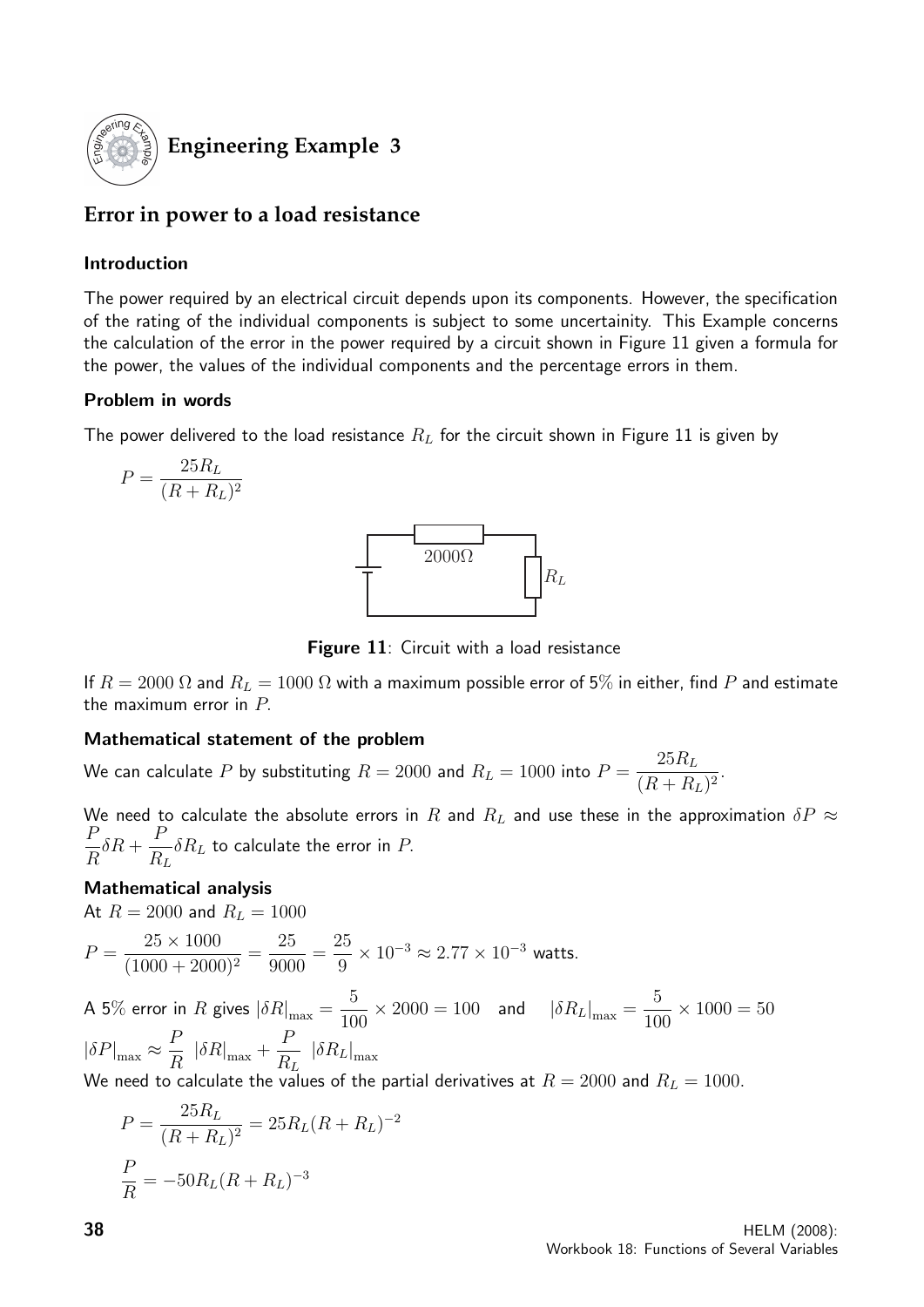## Engineering Example 3

## Error in power to a load resistance

### Introduction

The power required by an electrical circuit depends upon its components. However, the specification of the rating of the individual components is subject to some uncertainity. This Example concerns the calculation of the error in the power required by a circuit shown in Figure 11 given a formula for the power, the values of the individual components and the percentage errors in them.

### Problem in words

The power delivered to the load resistance $R_L$ for the circuit shown in Figure 11 is given by

$$P = \frac{25R_L}{(R+R_L)^2}$$

$2000\Omega$ $R_L$

**Figure 11**: Circuit with a load resistance

If $R = 2000\ \Omega$ and $R_L = 1000\ \Omega$ with a maximum possible error of 5% in either, find $P$ and estimate the maximum error in $P$.

### Mathematical statement of the problem

We can calculate $P$ by substituting $R = 2000$ and $R_L = 1000$ into $P = \dfrac{25R_L}{(R+R_L)^2}$.

We need to calculate the absolute errors in $R$ and $R_L$ and use these in the approximation $\delta P \approx \dfrac{P}{R}\delta R + \dfrac{P}{R_L}\delta R_L$ to calculate the error in $P$.

### Mathematical analysis

At $R = 2000$ and $R_L = 1000$

$$P = \frac{25 \times 1000}{(1000+2000)^2} = \frac{25}{9000} = \frac{25}{9} \times 10^{-3} \approx 2.77 \times 10^{-3} \text{ watts.}$$

A 5% error in $R$ gives $|\delta R|_{\max} = \dfrac{5}{100} \times 2000 = 100$ and $|\delta R_L|_{\max} = \dfrac{5}{100} \times 1000 = 50$

$$|\delta P|_{\max} \approx \frac{P}{R}\ |\delta R|_{\max} + \frac{P}{R_L}\ |\delta R_L|_{\max}$$

We need to calculate the values of the partial derivatives at $R = 2000$ and $R_L = 1000$.

$$P = \frac{25R_L}{(R+R_L)^2} = 25R_L(R+R_L)^{-2}$$

$$\frac{P}{R} = -50R_L(R+R_L)^{-3}$$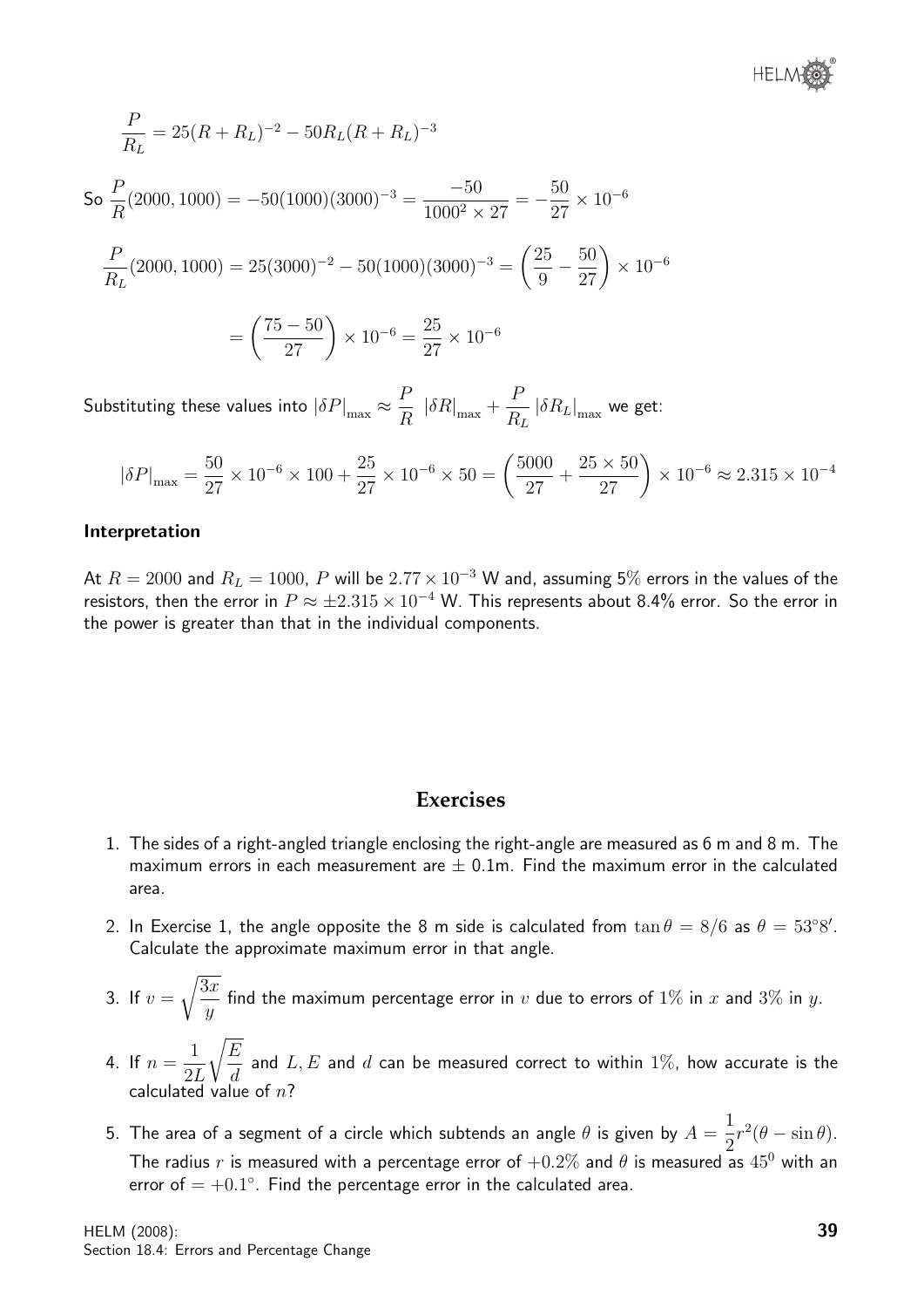$$\frac{P}{R_L} = 25(R + R_L)^{-2} - 50R_L(R + R_L)^{-3}$$

So $\dfrac{P}{R}(2000, 1000) = -50(1000)(3000)^{-3} = \dfrac{-50}{1000^2 \times 27} = -\dfrac{50}{27} \times 10^{-6}$

$$\frac{P}{R_L}(2000, 1000) = 25(3000)^{-2} - 50(1000)(3000)^{-3} = \left(\frac{25}{9} - \frac{50}{27}\right) \times 10^{-6}$$

$$= \left(\frac{75 - 50}{27}\right) \times 10^{-6} = \frac{25}{27} \times 10^{-6}$$

Substituting these values into $|\delta P|_{\max} \approx \dfrac{P}{R}\ |\delta R|_{\max} + \dfrac{P}{R_L}\, |\delta R_L|_{\max}$ we get:

$$|\delta P|_{\max} = \frac{50}{27} \times 10^{-6} \times 100 + \frac{25}{27} \times 10^{-6} \times 50 = \left(\frac{5000}{27} + \frac{25 \times 50}{27}\right) \times 10^{-6} \approx 2.315 \times 10^{-4}$$

**Interpretation**

At $R = 2000$ and $R_L = 1000$, $P$ will be $2.77 \times 10^{-3}$ W and, assuming 5% errors in the values of the resistors, then the error in $P \approx \pm 2.315 \times 10^{-4}$ W. This represents about 8.4% error. So the error in the power is greater than that in the individual components.

## Exercises

1. The sides of a right-angled triangle enclosing the right-angle are measured as 6 m and 8 m. The maximum errors in each measurement are $\pm$ 0.1m. Find the maximum error in the calculated area.

2. In Exercise 1, the angle opposite the 8 m side is calculated from $\tan\theta = 8/6$ as $\theta = 53°8'$. Calculate the approximate maximum error in that angle.

3. If $v = \sqrt{\dfrac{3x}{y}}$ find the maximum percentage error in $v$ due to errors of $1\%$ in $x$ and $3\%$ in $y$.

4. If $n = \dfrac{1}{2L}\sqrt{\dfrac{E}{d}}$ and $L, E$ and $d$ can be measured correct to within $1\%$, how accurate is the calculated value of $n$?

5. The area of a segment of a circle which subtends an angle $\theta$ is given by $A = \dfrac{1}{2}r^2(\theta - \sin\theta)$. The radius $r$ is measured with a percentage error of $+0.2\%$ and $\theta$ is measured as $45^0$ with an error of $= +0.1°$. Find the percentage error in the calculated area.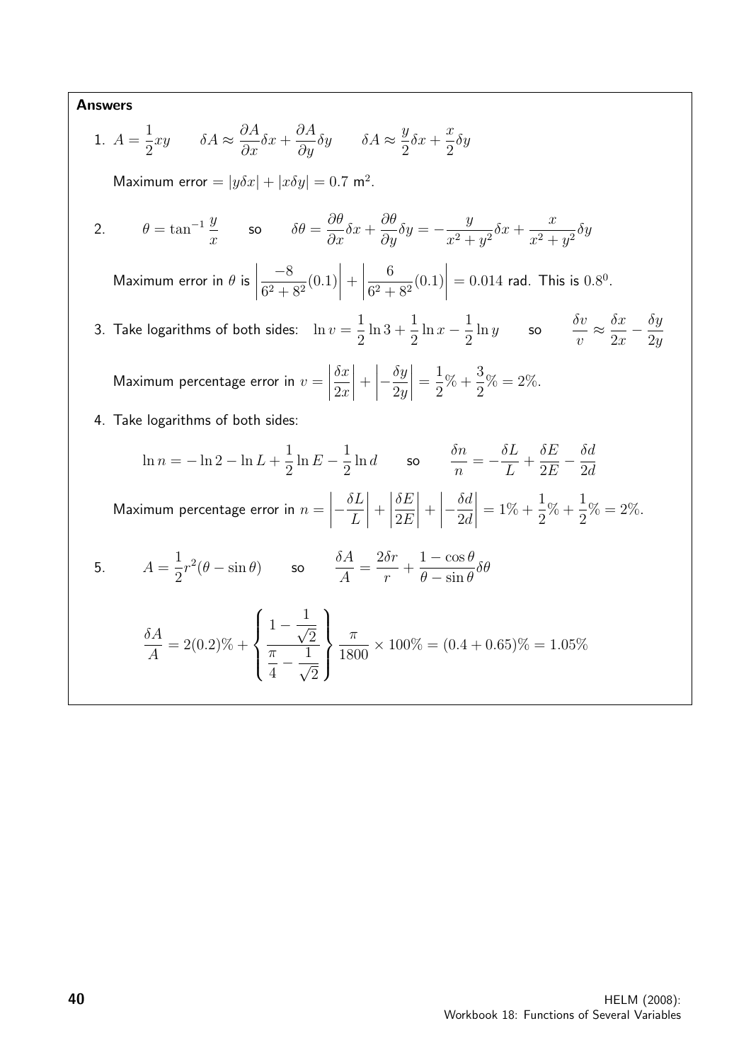**Answers**

1. $A = \dfrac{1}{2}xy \qquad \delta A \approx \dfrac{\partial A}{\partial x}\delta x + \dfrac{\partial A}{\partial y}\delta y \qquad \delta A \approx \dfrac{y}{2}\delta x + \dfrac{x}{2}\delta y$

   Maximum error $= |y\delta x| + |x\delta y| = 0.7$ m$^2$.

2. $$\theta = \tan^{-1}\frac{y}{x} \qquad \text{so} \qquad \delta\theta = \frac{\partial\theta}{\partial x}\delta x + \frac{\partial\theta}{\partial y}\delta y = -\frac{y}{x^2+y^2}\delta x + \frac{x}{x^2+y^2}\delta y$$

   Maximum error in $\theta$ is $\left|\dfrac{-8}{6^2+8^2}(0.1)\right| + \left|\dfrac{6}{6^2+8^2}(0.1)\right| = 0.014$ rad. This is $0.8^0$.

3. Take logarithms of both sides: $\ln v = \dfrac{1}{2}\ln 3 + \dfrac{1}{2}\ln x - \dfrac{1}{2}\ln y \qquad$ so $\qquad \dfrac{\delta v}{v} \approx \dfrac{\delta x}{2x} - \dfrac{\delta y}{2y}$

   Maximum percentage error in $v = \left|\dfrac{\delta x}{2x}\right| + \left|-\dfrac{\delta y}{2y}\right| = \dfrac{1}{2}\% + \dfrac{3}{2}\% = 2\%$.

4. Take logarithms of both sides:

   $$\ln n = -\ln 2 - \ln L + \frac{1}{2}\ln E - \frac{1}{2}\ln d \qquad \text{so} \qquad \frac{\delta n}{n} = -\frac{\delta L}{L} + \frac{\delta E}{2E} - \frac{\delta d}{2d}$$

   Maximum percentage error in $n = \left|-\dfrac{\delta L}{L}\right| + \left|\dfrac{\delta E}{2E}\right| + \left|-\dfrac{\delta d}{2d}\right| = 1\% + \dfrac{1}{2}\% + \dfrac{1}{2}\% = 2\%$.

5. $$A = \frac{1}{2}r^2(\theta - \sin\theta) \qquad \text{so} \qquad \frac{\delta A}{A} = \frac{2\delta r}{r} + \frac{1-\cos\theta}{\theta - \sin\theta}\delta\theta$$

   $$\frac{\delta A}{A} = 2(0.2)\% + \left\{\frac{1 - \frac{1}{\sqrt{2}}}{\frac{\pi}{4} - \frac{1}{\sqrt{2}}}\right\}\frac{\pi}{1800} \times 100\% = (0.4 + 0.65)\% = 1.05\%$$